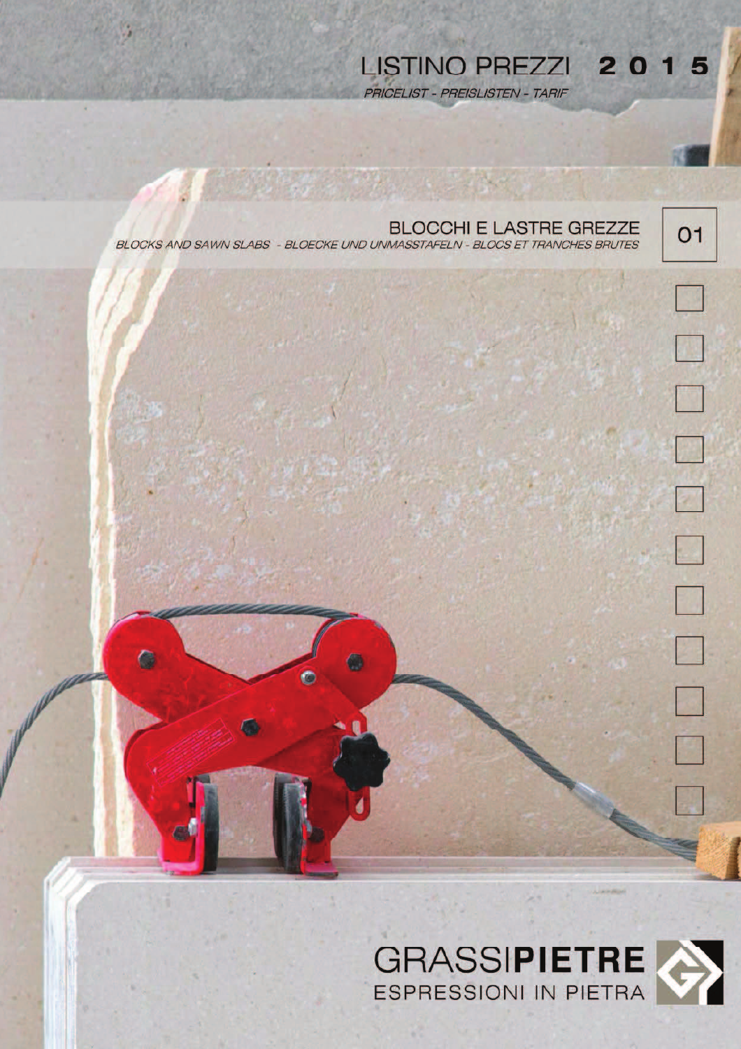# LISTINO PREZZI 2015

*PRICELIST - PREISLISTEN - TARIF*

## BLOCCHI E LASTRE GREZZE

01

*BLOCKS AND SAWN SLABS - BLOECKE UND UNMASSTAFELN - BLOCS ET TRANCHES BRUTES*

GRASSI**PIETRE**

ESPRESSIONI IN PIETRA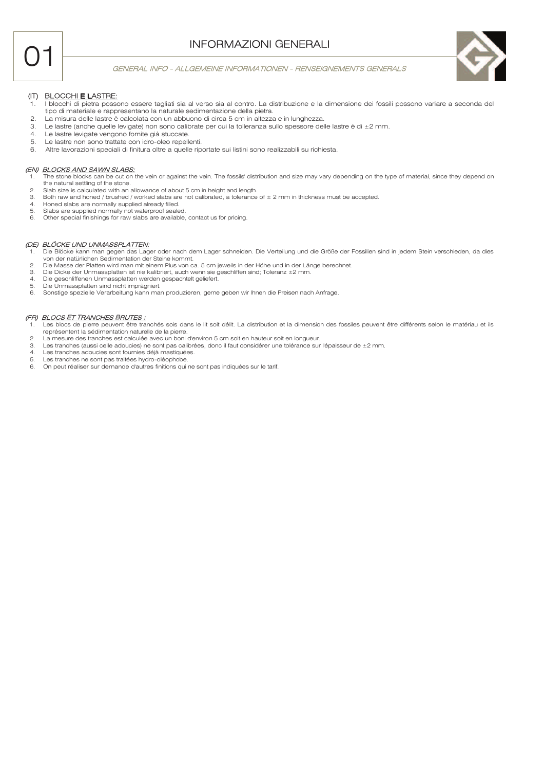# 01

## INFORMAZIONI GENERALI

*GENERAL INFO - ALLGEMEINE INFORMATIONEN - RENSEIGNEMENTS GENERALS*

### (IT) BLOCCHI E LASTRE:

1. I blocchi di pietra possono essere tagliati sia al verso sia al contro. La distribuzione e la dimensione dei fossili possono variare a seconda del tipo di materiale e rappresentano la naturale sedimentazione della pietra.
2. La misura delle lastre è calcolata con un abbuono di circa 5 cm in altezza e in lunghezza.
3. Le lastre (anche quelle levigate) non sono calibrate per cui la tolleranza sullo spessore delle lastre è di ±2 mm.
4. Le lastre levigate vengono fornite già stuccate.
5. Le lastre non sono trattate con idro-oleo repellenti.
6. Altre lavorazioni speciali di finitura oltre a quelle riportate sui listini sono realizzabili su richiesta.

### *(EN) BLOCKS AND SAWN SLABS:*

1. The stone blocks can be cut on the vein or against the vein. The fossils' distribution and size may vary depending on the type of material, since they depend on the natural settling of the stone.
2. Slab size is calculated with an allowance of about 5 cm in height and length.
3. Both raw and honed / brushed / worked slabs are not calibrated, a tolerance of ± 2 mm in thickness must be accepted.
4. Honed slabs are normally supplied already filled.
5. Slabs are supplied normally not waterproof sealed.
6. Other special finishings for raw slabs are available, contact us for pricing.

### *(DE) BLÖCKE UND UNMASSPLATTEN:*

1. Die Blöcke kann man gegen das Lager oder nach dem Lager schneiden. Die Verteilung und die Größe der Fossilien sind in jedem Stein verschieden, da dies von der natürlichen Sedimentation der Steine kommt.
2. Die Masse der Platten wird man mit einem Plus von ca. 5 cm jeweils in der Höhe und in der Länge berechnet.
3. Die Dicke der Unmassplatten ist nie kalibriert, auch wenn sie geschliffen sind; Toleranz ±2 mm.
4. Die geschliffenen Unmassplatten werden gespachtelt geliefert.
5. Die Unmassplatten sind nicht imprägniert.
6. Sonstige spezielle Verarbeitung kann man produzieren, gerne geben wir Ihnen die Preisen nach Anfrage.

### *(FR) BLOCS ET TRANCHES BRUTES :*

1. Les blocs de pierre peuvent être tranchés sois dans le lit soit délit. La distribution et la dimension des fossiles peuvent être différents selon le matériau et ils représentent la sédimentation naturelle de la pierre.
2. La mesure des tranches est calculée avec un boni d'environ 5 cm soit en hauteur soit en longueur.
3. Les tranches (aussi celle adoucies) ne sont pas calibrées, donc il faut considérer une tolérance sur l'épaisseur de ±2 mm.
4. Les tranches adoucies sont fournies déjà mastiquées.
5. Les tranches ne sont pas traitées hydro-oléophobe.
6. On peut réaliser sur demande d'autres finitions qui ne sont pas indiquées sur le tarif.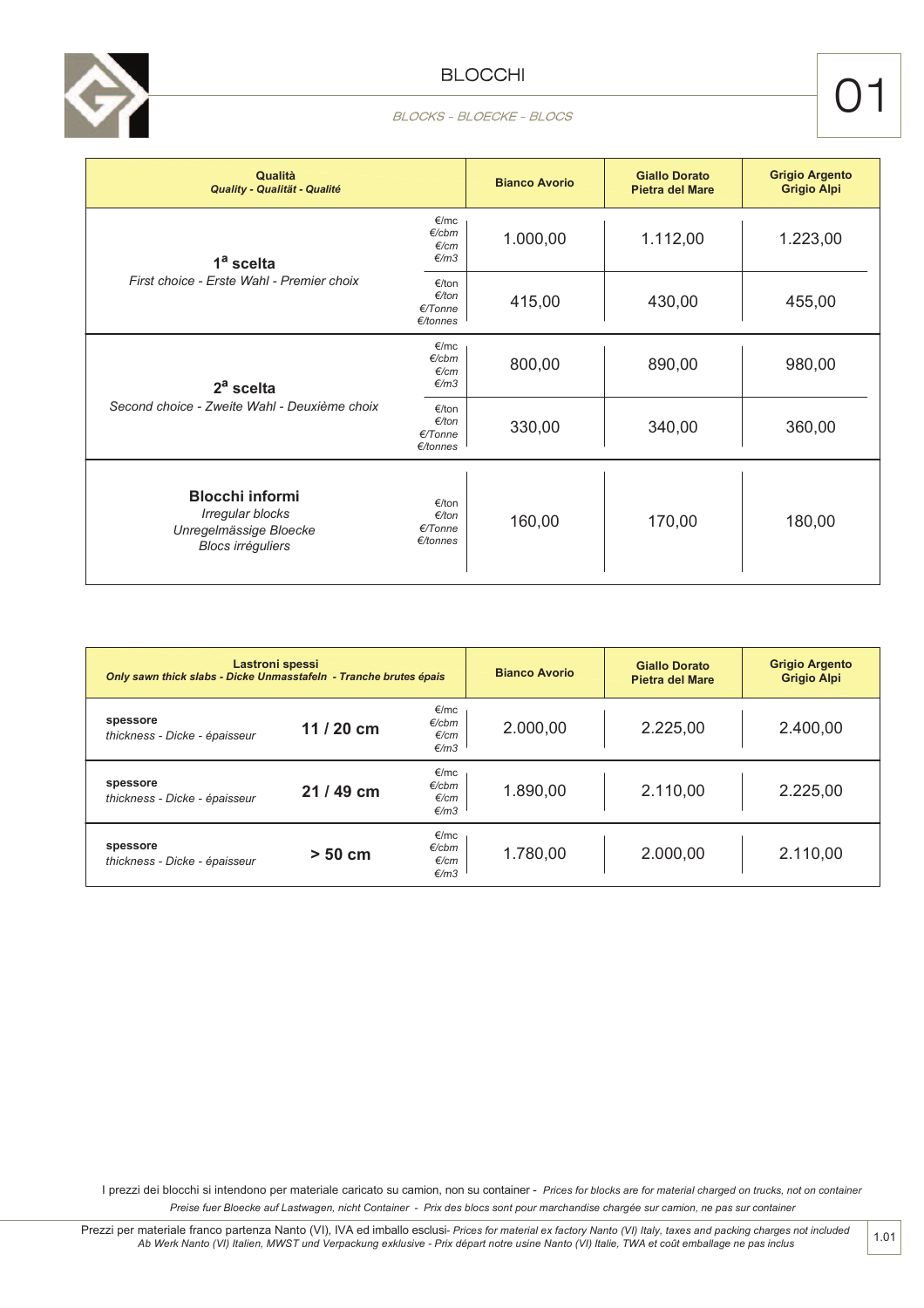# BLOCCHI

*BLOCKS - BLOECKE - BLOCS*

01

| **Qualità**<br>***Quality - Qualität - Qualité*** | | **Bianco Avorio** | **Giallo Dorato Pietra del Mare** | **Grigio Argento Grigio Alpi** |
|---|---|---|---|---|
| **1ª scelta**<br>*First choice - Erste Wahl - Premier choix* | *€/mc €/cbm €/cm €/m3* | 1.000,00 | 1.112,00 | 1.223,00 |
| | *€/ton €/ton €/Tonne €/tonnes* | 415,00 | 430,00 | 455,00 |
| **2ª scelta**<br>*Second choice - Zweite Wahl - Deuxième choix* | *€/mc €/cbm €/cm €/m3* | 800,00 | 890,00 | 980,00 |
| | *€/ton €/ton €/Tonne €/tonnes* | 330,00 | 340,00 | 360,00 |
| **Blocchi informi**<br>*Irregular blocks*<br>*Unregelmässige Bloecke*<br>*Blocs irréguliers* | *€/ton €/ton €/Tonne €/tonnes* | 160,00 | 170,00 | 180,00 |

| **Lastroni spessi**<br>***Only sawn thick slabs - Dicke Unmasstafeln - Tranche brutes épais*** | | | **Bianco Avorio** | **Giallo Dorato Pietra del Mare** | **Grigio Argento Grigio Alpi** |
|---|---|---|---|---|---|
| **spessore**<br>*thickness - Dicke - épaisseur* | **11 / 20 cm** | *€/mc €/cbm €/cm €/m3* | 2.000,00 | 2.225,00 | 2.400,00 |
| **spessore**<br>*thickness - Dicke - épaisseur* | **21 / 49 cm** | *€/mc €/cbm €/cm €/m3* | 1.890,00 | 2.110,00 | 2.225,00 |
| **spessore**<br>*thickness - Dicke - épaisseur* | **> 50 cm** | *€/mc €/cbm €/cm €/m3* | 1.780,00 | 2.000,00 | 2.110,00 |

I prezzi dei blocchi si intendono per materiale caricato su camion, non su container - *Prices for blocks are for material charged on trucks, not on container*
*Preise fuer Bloecke auf Lastwagen, nicht Container - Prix des blocs sont pour marchandise chargée sur camion, ne pas sur container*

Prezzi per materiale franco partenza Nanto (VI), IVA ed imballo esclusi- *Prices for material ex factory Nanto (VI) Italy, taxes and packing charges not included*
*Ab Werk Nanto (VI) Italien, MWST und Verpackung exklusive - Prix départ notre usine Nanto (VI) Italie, TWA et coût emballage ne pas inclus*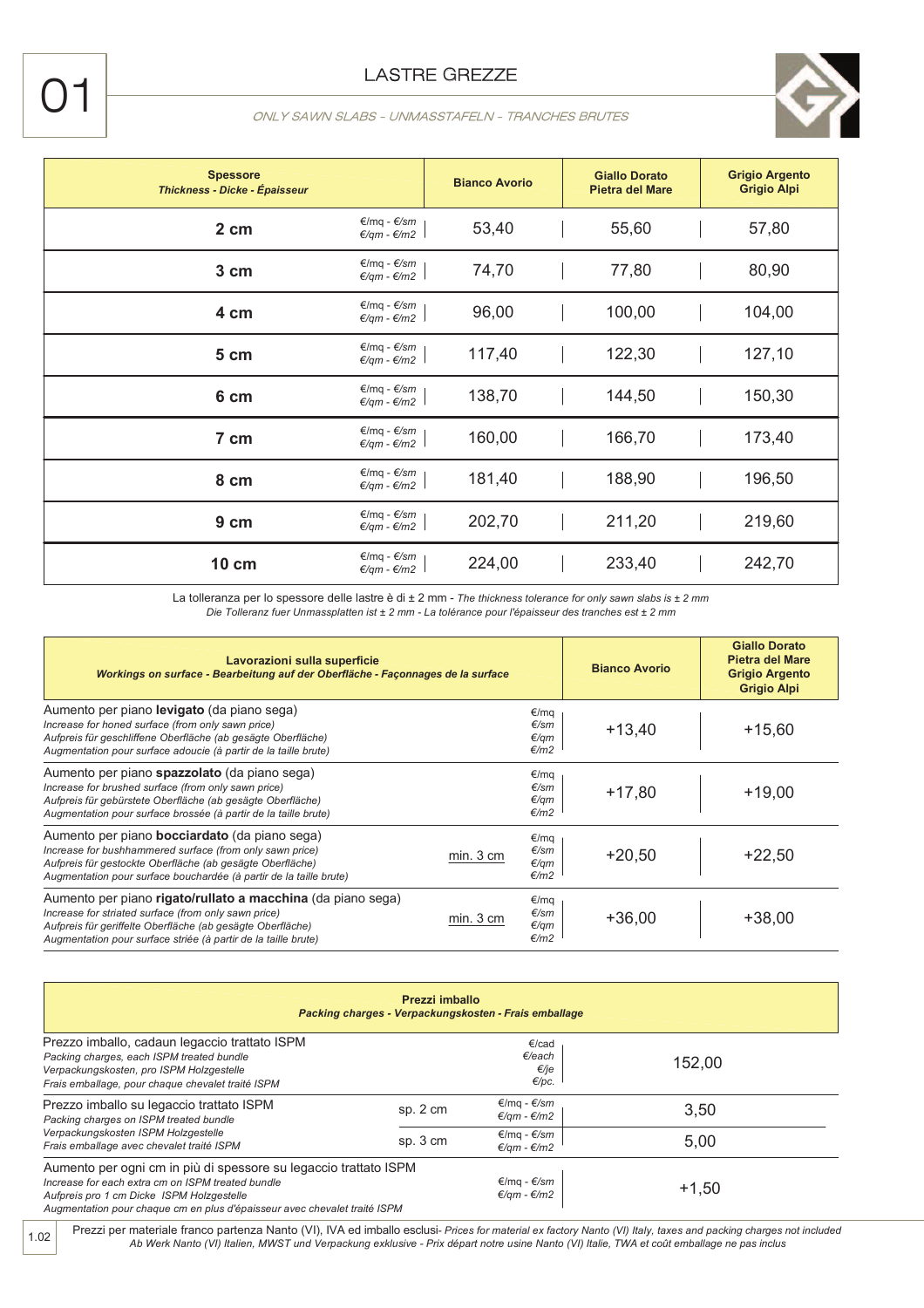# 01 LASTRE GREZZE

*ONLY SAWN SLABS - UNMASSTAFELN - TRANCHES BRUTES*

| **Spessore** *Thickness - Dicke - Épaisseur* | | **Bianco Avorio** | **Giallo Dorato Pietra del Mare** | **Grigio Argento Grigio Alpi** |
|---|---|---|---|---|
| **2 cm** | €/mq - €/sm €/qm - €/m2 | 53,40 | 55,60 | 57,80 |
| **3 cm** | €/mq - €/sm €/qm - €/m2 | 74,70 | 77,80 | 80,90 |
| **4 cm** | €/mq - €/sm €/qm - €/m2 | 96,00 | 100,00 | 104,00 |
| **5 cm** | €/mq - €/sm €/qm - €/m2 | 117,40 | 122,30 | 127,10 |
| **6 cm** | €/mq - €/sm €/qm - €/m2 | 138,70 | 144,50 | 150,30 |
| **7 cm** | €/mq - €/sm €/qm - €/m2 | 160,00 | 166,70 | 173,40 |
| **8 cm** | €/mq - €/sm €/qm - €/m2 | 181,40 | 188,90 | 196,50 |
| **9 cm** | €/mq - €/sm €/qm - €/m2 | 202,70 | 211,20 | 219,60 |
| **10 cm** | €/mq - €/sm €/qm - €/m2 | 224,00 | 233,40 | 242,70 |

La tolleranza per lo spessore delle lastre è di ± 2 mm - *The thickness tolerance for only sawn slabs is ± 2 mm*
*Die Tolleranz fuer Unmassplatten ist ± 2 mm - La tolérance pour l'épaisseur des tranches est ± 2 mm*

| **Lavorazioni sulla superficie** *Workings on surface - Bearbeitung auf der Oberfläche - Façonnages de la surface* | | | **Bianco Avorio** | **Giallo Dorato Pietra del Mare Grigio Argento Grigio Alpi** |
|---|---|---|---|---|
| Aumento per piano **levigato** (da piano sega) *Increase for honed surface (from only sawn price)* *Aufpreis für geschliffene Oberfläche (ab gesägte Oberfläche)* *Augmentation pour surface adoucie (à partir de la taille brute)* | | €/mq €/sm €/qm €/m2 | +13,40 | +15,60 |
| Aumento per piano **spazzolato** (da piano sega) *Increase for brushed surface (from only sawn price)* *Aufpreis für gebürstete Oberfläche (ab gesägte Oberfläche)* *Augmentation pour surface brossée (à partir de la taille brute)* | | €/mq €/sm €/qm €/m2 | +17,80 | +19,00 |
| Aumento per piano **bocciardato** (da piano sega) *Increase for bushhammered surface (from only sawn price)* *Aufpreis für gestockte Oberfläche (ab gesägte Oberfläche)* *Augmentation pour surface bouchardée (à partir de la taille brute)* | min. 3 cm | €/mq €/sm €/qm €/m2 | +20,50 | +22,50 |
| Aumento per piano **rigato/rullato a macchina** (da piano sega) *Increase for striated surface (from only sawn price)* *Aufpreis für geriffelte Oberfläche (ab gesägte Oberfläche)* *Augmentation pour surface striée (à partir de la taille brute)* | min. 3 cm | €/mq €/sm €/qm €/m2 | +36,00 | +38,00 |

| **Prezzi imballo** *Packing charges - Verpackungskosten - Frais emballage* | | | |
|---|---|---|---|
| Prezzo imballo, cadaun legaccio trattato ISPM *Packing charges, each ISPM treated bundle* *Verpackungskosten, pro ISPM Holzgestelle* *Frais emballage, pour chaque chevalet traité ISPM* | | €/cad €/each €/je €/pc. | 152,00 |
| Prezzo imballo su legaccio trattato ISPM *Packing charges on ISPM treated bundle* *Verpackungskosten ISPM Holzgestelle* *Frais emballage avec chevalet traité ISPM* | sp. 2 cm | €/mq - €/sm €/qm - €/m2 | 3,50 |
| | sp. 3 cm | €/mq - €/sm €/qm - €/m2 | 5,00 |
| Aumento per ogni cm in più di spessore su legaccio trattato ISPM *Increase for each extra cm on ISPM treated bundle* *Aufpreis pro 1 cm Dicke ISPM Holzgestelle* *Augmentation pour chaque cm en plus d'épaisseur avec chevalet traité ISPM* | | €/mq - €/sm €/qm - €/m2 | +1,50 |

Prezzi per materiale franco partenza Nanto (VI), IVA ed imballo esclusi- *Prices for material ex factory Nanto (VI) Italy, taxes and packing charges not included*
*Ab Werk Nanto (VI) Italien, MWST und Verpackung exklusive - Prix départ notre usine Nanto (VI) Italie, TWA et coût emballage ne pas inclus*